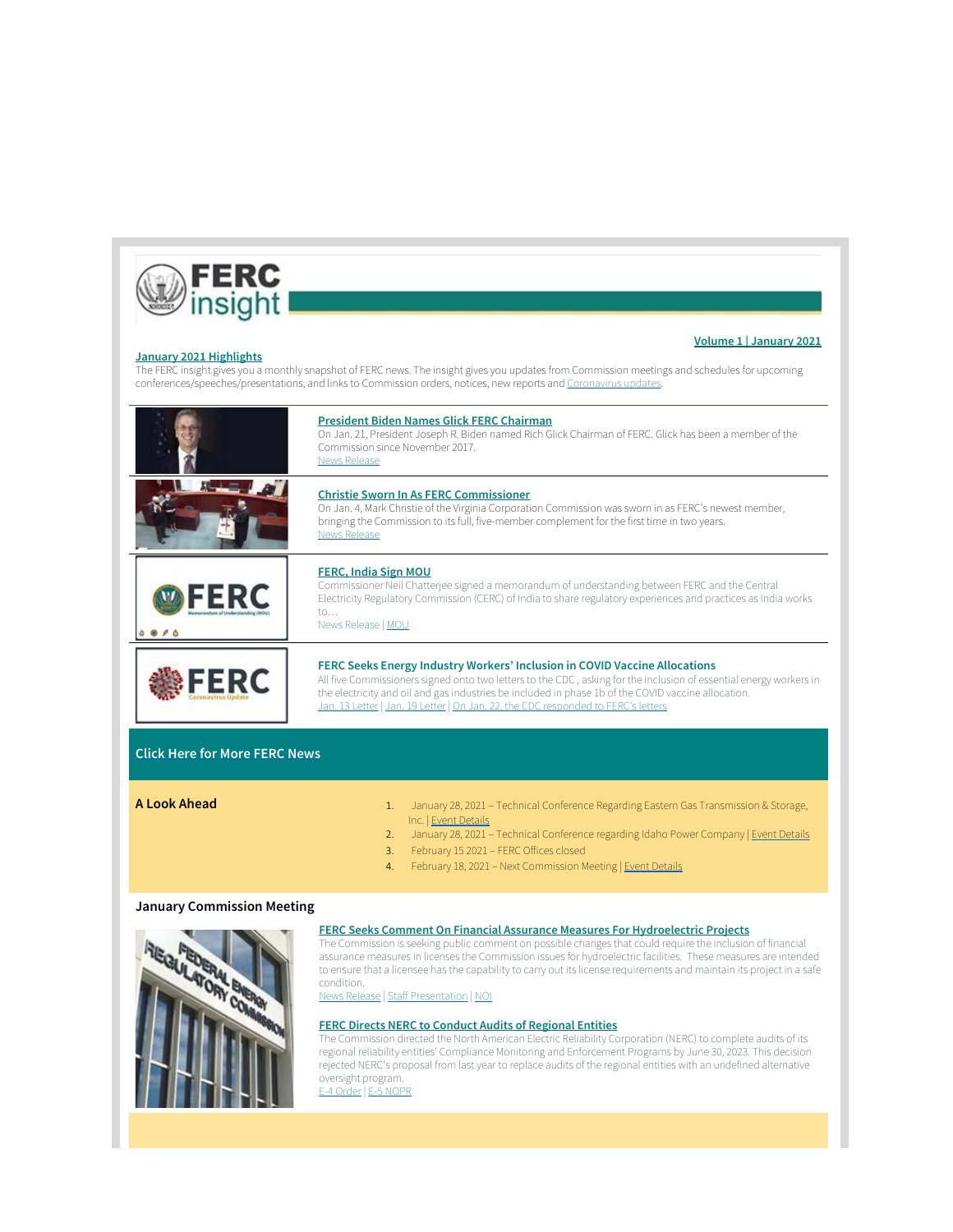# FERC insight

**Volume 1 | January 2021**

## January 2021 Highlights

The FERC insight gives you a monthly snapshot of FERC news. The insight gives you updates from Commission meetings and schedules for upcoming conferences/speeches/presentations, and links to Commission orders, notices, new reports and Coronavirus updates.

### President Biden Names Glick FERC Chairman

On Jan. 21, President Joseph R. Biden named Rich Glick Chairman of FERC. Glick has been a member of the Commission since November 2017.

News Release

### Christie Sworn In As FERC Commissioner

On Jan. 4, Mark Christie of the Virginia Corporation Commission was sworn in as FERC's newest member, bringing the Commission to its full, five-member complement for the first time in two years.

News Release

### FERC, India Sign MOU

Commissioner Neil Chatterjee signed a memorandum of understanding between FERC and the Central Electricity Regulatory Commission (CERC) of India to share regulatory experiences and practices as India works to…

News Release | MOU

### FERC Seeks Energy Industry Workers' Inclusion in COVID Vaccine Allocations

All five Commissioners signed onto two letters to the CDC , asking for the inclusion of essential energy workers in the electricity and oil and gas industries be included in phase 1b of the COVID vaccine allocation.

Jan. 13 Letter | Jan. 19 Letter | On Jan. 22, the CDC responded to FERC's letters

**Click Here for More FERC News**

## A Look Ahead

1. January 28, 2021 – Technical Conference Regarding Eastern Gas Transmission & Storage, Inc. | Event Details
2. January 28, 2021 – Technical Conference regarding Idaho Power Company | Event Details
3. February 15 2021 – FERC Offices closed
4. February 18, 2021 – Next Commission Meeting | Event Details

## January Commission Meeting

### FERC Seeks Comment On Financial Assurance Measures For Hydroelectric Projects

The Commission is seeking public comment on possible changes that could require the inclusion of financial assurance measures in licenses the Commission issues for hydroelectric facilities. These measures are intended to ensure that a licensee has the capability to carry out its license requirements and maintain its project in a safe condition.

News Release | Staff Presentation | NOI

### FERC Directs NERC to Conduct Audits of Regional Entities

The Commission directed the North American Electric Reliability Corporation (NERC) to complete audits of its regional reliability entities' Compliance Monitoring and Enforcement Programs by June 30, 2023. This decision rejected NERC's proposal from last year to replace audits of the regional entities with an undefined alternative oversight program.

E-4 Order | E-5 NOPR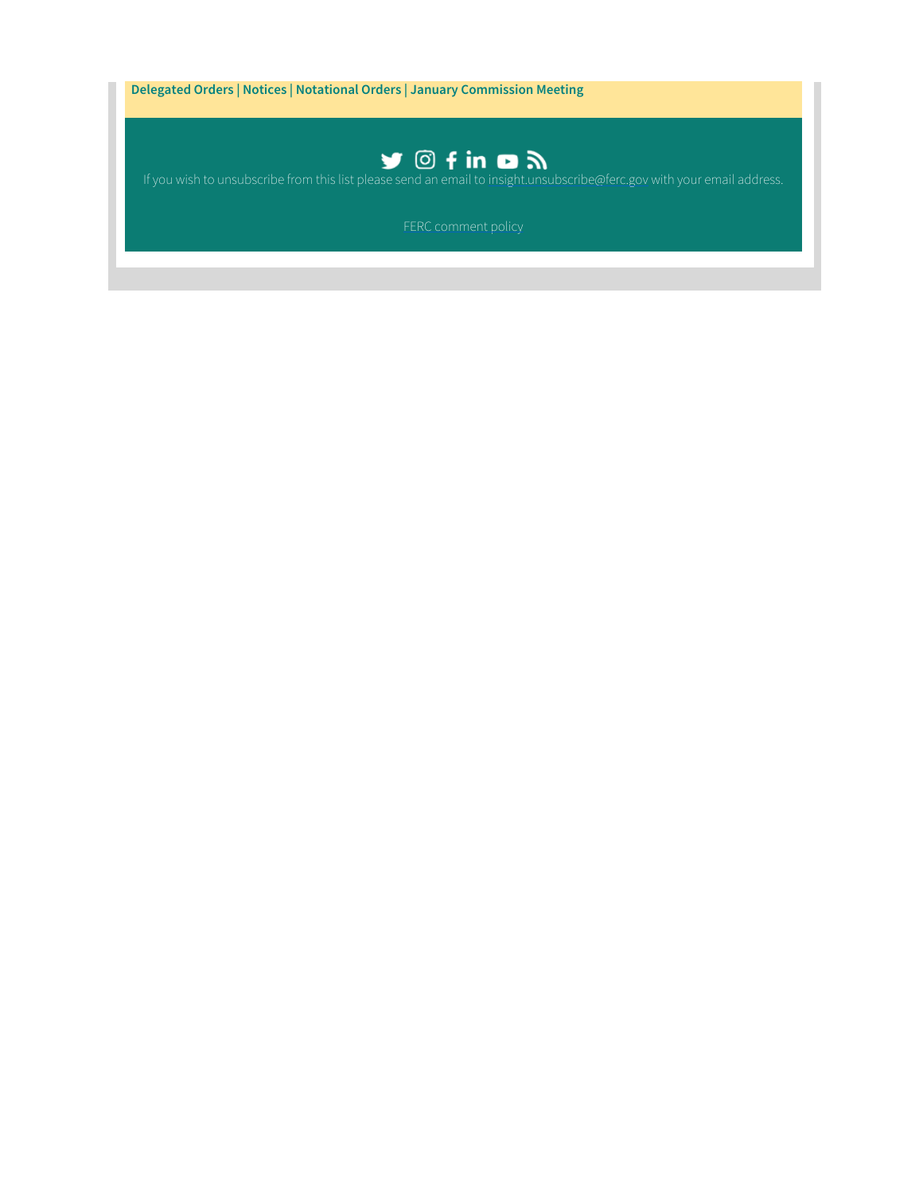**Delegated Orders | Notices | Notational Orders | January Commission Meeting**

If you wish to unsubscribe from this list please send an email to insight.unsubscribe@ferc.gov with your email address.

FERC comment policy